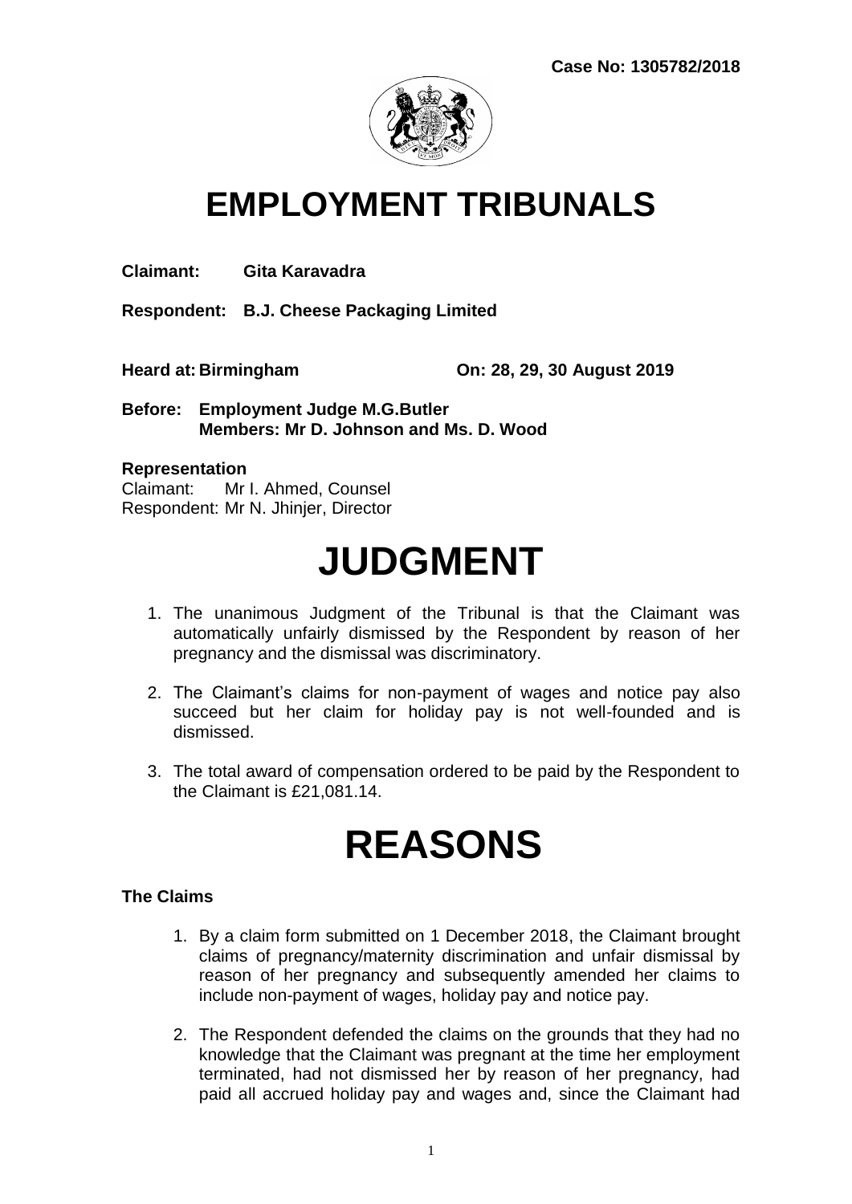**Case No: 1305782/2018**

# EMPLOYMENT TRIBUNALS

**Claimant:** **Gita Karavadra**

**Respondent:** **B.J. Cheese Packaging Limited**

**Heard at:** **Birmingham** **On: 28, 29, 30 August 2019**

**Before:** **Employment Judge M.G.Butler**
**Members: Mr D. Johnson and Ms. D. Wood**

**Representation**
Claimant: Mr I. Ahmed, Counsel
Respondent: Mr N. Jhinjer, Director

# JUDGMENT

1. The unanimous Judgment of the Tribunal is that the Claimant was automatically unfairly dismissed by the Respondent by reason of her pregnancy and the dismissal was discriminatory.

2. The Claimant's claims for non-payment of wages and notice pay also succeed but her claim for holiday pay is not well-founded and is dismissed.

3. The total award of compensation ordered to be paid by the Respondent to the Claimant is £21,081.14.

# REASONS

### The Claims

1. By a claim form submitted on 1 December 2018, the Claimant brought claims of pregnancy/maternity discrimination and unfair dismissal by reason of her pregnancy and subsequently amended her claims to include non-payment of wages, holiday pay and notice pay.

2. The Respondent defended the claims on the grounds that they had no knowledge that the Claimant was pregnant at the time her employment terminated, had not dismissed her by reason of her pregnancy, had paid all accrued holiday pay and wages and, since the Claimant had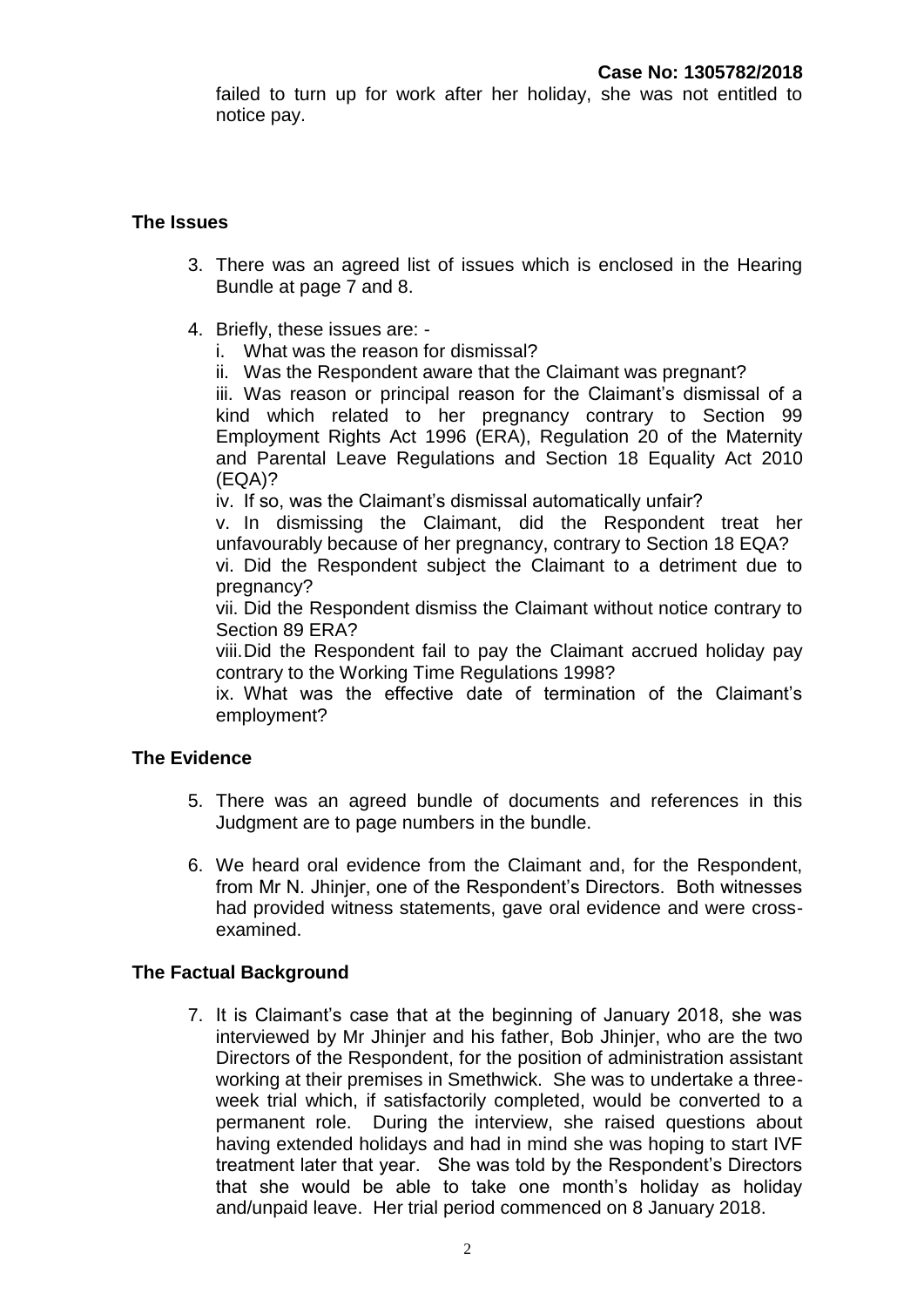failed to turn up for work after her holiday, she was not entitled to notice pay.

## The Issues

3. There was an agreed list of issues which is enclosed in the Hearing Bundle at page 7 and 8.

4. Briefly, these issues are: -

   i. What was the reason for dismissal?

   ii. Was the Respondent aware that the Claimant was pregnant?

   iii. Was reason or principal reason for the Claimant's dismissal of a kind which related to her pregnancy contrary to Section 99 Employment Rights Act 1996 (ERA), Regulation 20 of the Maternity and Parental Leave Regulations and Section 18 Equality Act 2010 (EQA)?

   iv. If so, was the Claimant's dismissal automatically unfair?

   v. In dismissing the Claimant, did the Respondent treat her unfavourably because of her pregnancy, contrary to Section 18 EQA?

   vi. Did the Respondent subject the Claimant to a detriment due to pregnancy?

   vii. Did the Respondent dismiss the Claimant without notice contrary to Section 89 ERA?

   viii. Did the Respondent fail to pay the Claimant accrued holiday pay contrary to the Working Time Regulations 1998?

   ix. What was the effective date of termination of the Claimant's employment?

## The Evidence

5. There was an agreed bundle of documents and references in this Judgment are to page numbers in the bundle.

6. We heard oral evidence from the Claimant and, for the Respondent, from Mr N. Jhinjer, one of the Respondent's Directors. Both witnesses had provided witness statements, gave oral evidence and were cross-examined.

## The Factual Background

7. It is Claimant's case that at the beginning of January 2018, she was interviewed by Mr Jhinjer and his father, Bob Jhinjer, who are the two Directors of the Respondent, for the position of administration assistant working at their premises in Smethwick. She was to undertake a three-week trial which, if satisfactorily completed, would be converted to a permanent role. During the interview, she raised questions about having extended holidays and had in mind she was hoping to start IVF treatment later that year. She was told by the Respondent's Directors that she would be able to take one month's holiday as holiday and/unpaid leave. Her trial period commenced on 8 January 2018.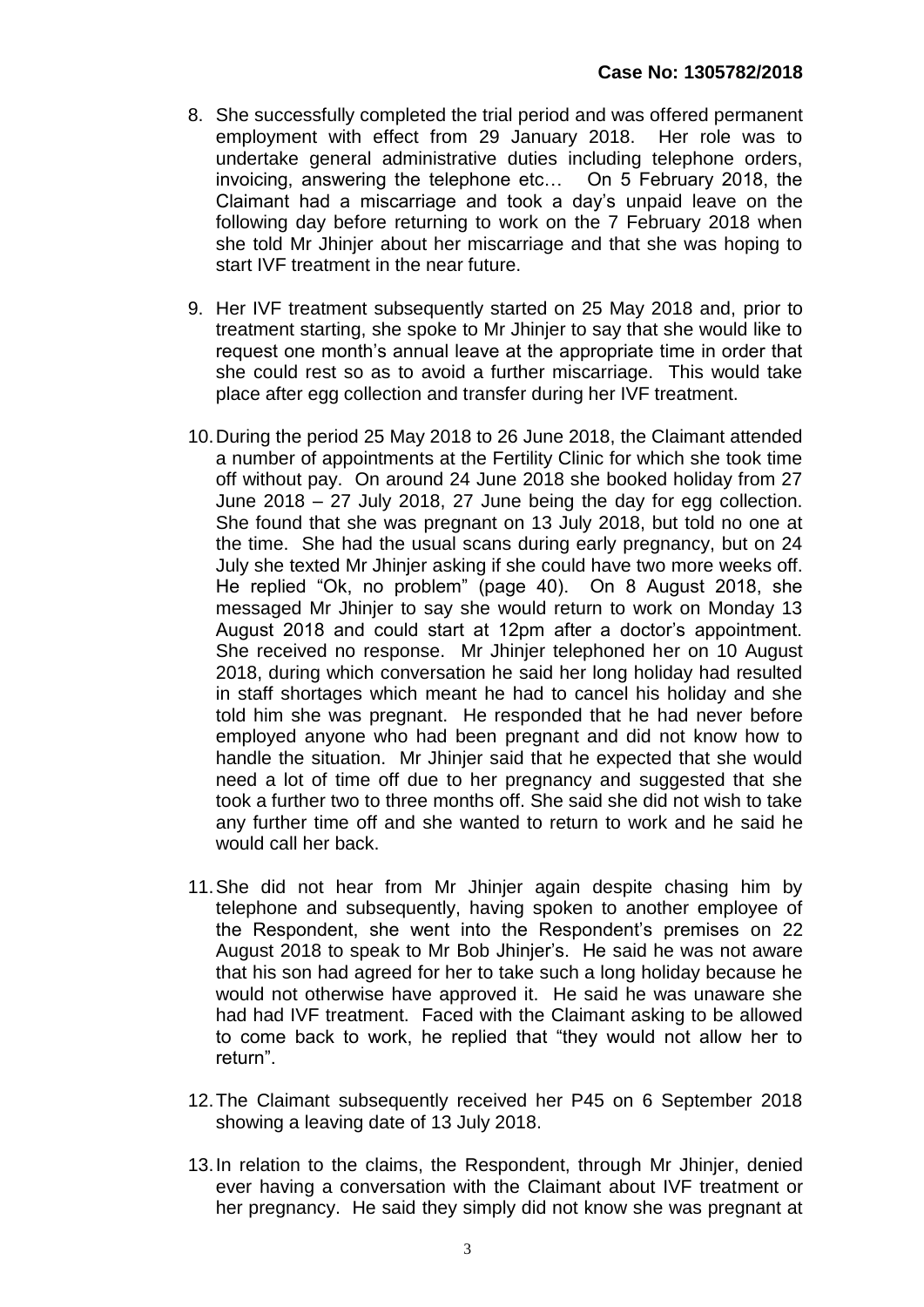8. She successfully completed the trial period and was offered permanent employment with effect from 29 January 2018. Her role was to undertake general administrative duties including telephone orders, invoicing, answering the telephone etc… On 5 February 2018, the Claimant had a miscarriage and took a day's unpaid leave on the following day before returning to work on the 7 February 2018 when she told Mr Jhinjer about her miscarriage and that she was hoping to start IVF treatment in the near future.

9. Her IVF treatment subsequently started on 25 May 2018 and, prior to treatment starting, she spoke to Mr Jhinjer to say that she would like to request one month's annual leave at the appropriate time in order that she could rest so as to avoid a further miscarriage. This would take place after egg collection and transfer during her IVF treatment.

10. During the period 25 May 2018 to 26 June 2018, the Claimant attended a number of appointments at the Fertility Clinic for which she took time off without pay. On around 24 June 2018 she booked holiday from 27 June 2018 – 27 July 2018, 27 June being the day for egg collection. She found that she was pregnant on 13 July 2018, but told no one at the time. She had the usual scans during early pregnancy, but on 24 July she texted Mr Jhinjer asking if she could have two more weeks off. He replied "Ok, no problem" (page 40). On 8 August 2018, she messaged Mr Jhinjer to say she would return to work on Monday 13 August 2018 and could start at 12pm after a doctor's appointment. She received no response. Mr Jhinjer telephoned her on 10 August 2018, during which conversation he said her long holiday had resulted in staff shortages which meant he had to cancel his holiday and she told him she was pregnant. He responded that he had never before employed anyone who had been pregnant and did not know how to handle the situation. Mr Jhinjer said that he expected that she would need a lot of time off due to her pregnancy and suggested that she took a further two to three months off. She said she did not wish to take any further time off and she wanted to return to work and he said he would call her back.

11. She did not hear from Mr Jhinjer again despite chasing him by telephone and subsequently, having spoken to another employee of the Respondent, she went into the Respondent's premises on 22 August 2018 to speak to Mr Bob Jhinjer's. He said he was not aware that his son had agreed for her to take such a long holiday because he would not otherwise have approved it. He said he was unaware she had had IVF treatment. Faced with the Claimant asking to be allowed to come back to work, he replied that "they would not allow her to return".

12. The Claimant subsequently received her P45 on 6 September 2018 showing a leaving date of 13 July 2018.

13. In relation to the claims, the Respondent, through Mr Jhinjer, denied ever having a conversation with the Claimant about IVF treatment or her pregnancy. He said they simply did not know she was pregnant at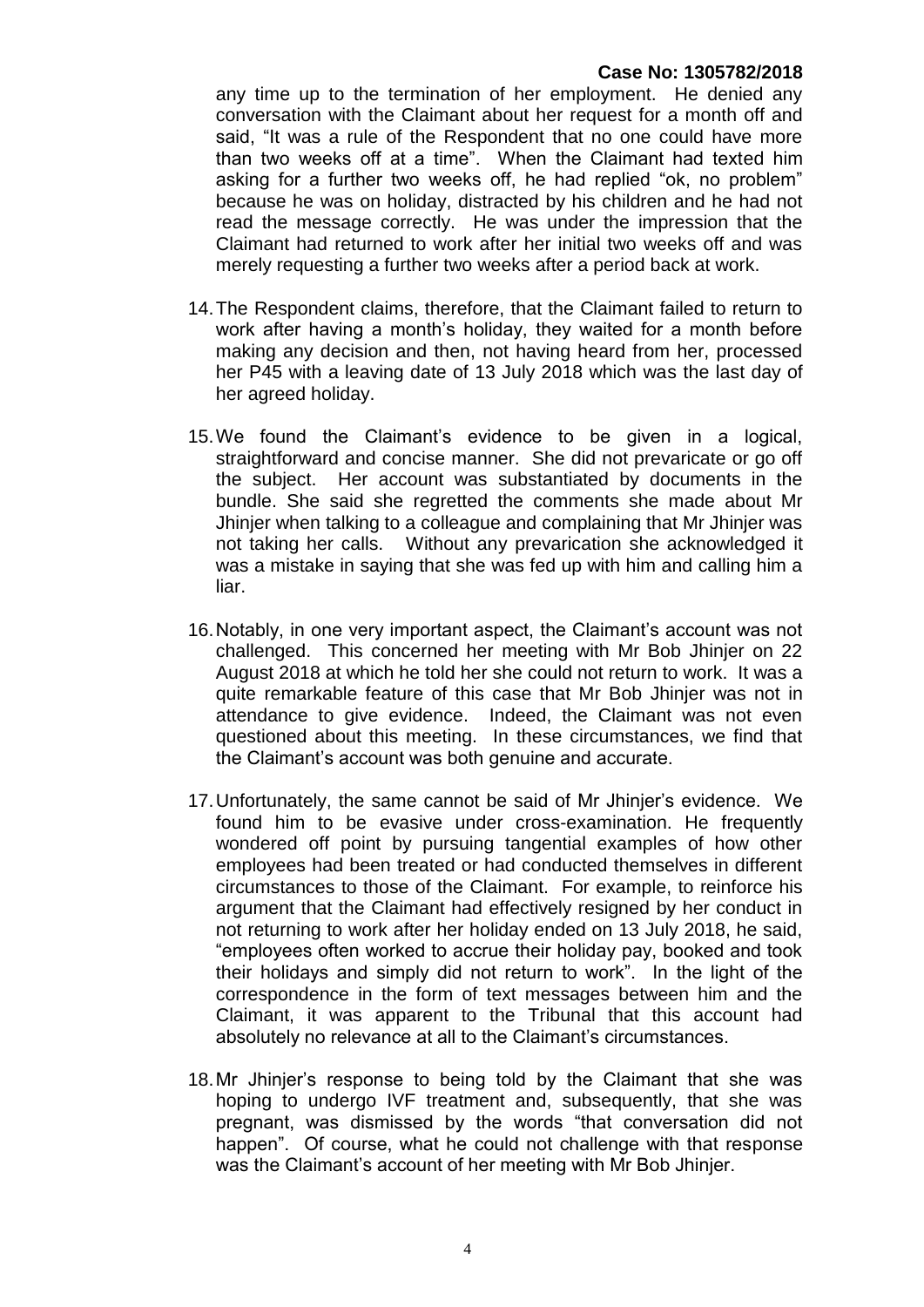any time up to the termination of her employment. He denied any conversation with the Claimant about her request for a month off and said, "It was a rule of the Respondent that no one could have more than two weeks off at a time". When the Claimant had texted him asking for a further two weeks off, he had replied "ok, no problem" because he was on holiday, distracted by his children and he had not read the message correctly. He was under the impression that the Claimant had returned to work after her initial two weeks off and was merely requesting a further two weeks after a period back at work.

14. The Respondent claims, therefore, that the Claimant failed to return to work after having a month's holiday, they waited for a month before making any decision and then, not having heard from her, processed her P45 with a leaving date of 13 July 2018 which was the last day of her agreed holiday.

15. We found the Claimant's evidence to be given in a logical, straightforward and concise manner. She did not prevaricate or go off the subject. Her account was substantiated by documents in the bundle. She said she regretted the comments she made about Mr Jhinjer when talking to a colleague and complaining that Mr Jhinjer was not taking her calls. Without any prevarication she acknowledged it was a mistake in saying that she was fed up with him and calling him a liar.

16. Notably, in one very important aspect, the Claimant's account was not challenged. This concerned her meeting with Mr Bob Jhinjer on 22 August 2018 at which he told her she could not return to work. It was a quite remarkable feature of this case that Mr Bob Jhinjer was not in attendance to give evidence. Indeed, the Claimant was not even questioned about this meeting. In these circumstances, we find that the Claimant's account was both genuine and accurate.

17. Unfortunately, the same cannot be said of Mr Jhinjer's evidence. We found him to be evasive under cross-examination. He frequently wondered off point by pursuing tangential examples of how other employees had been treated or had conducted themselves in different circumstances to those of the Claimant. For example, to reinforce his argument that the Claimant had effectively resigned by her conduct in not returning to work after her holiday ended on 13 July 2018, he said, "employees often worked to accrue their holiday pay, booked and took their holidays and simply did not return to work". In the light of the correspondence in the form of text messages between him and the Claimant, it was apparent to the Tribunal that this account had absolutely no relevance at all to the Claimant's circumstances.

18. Mr Jhinjer's response to being told by the Claimant that she was hoping to undergo IVF treatment and, subsequently, that she was pregnant, was dismissed by the words "that conversation did not happen". Of course, what he could not challenge with that response was the Claimant's account of her meeting with Mr Bob Jhinjer.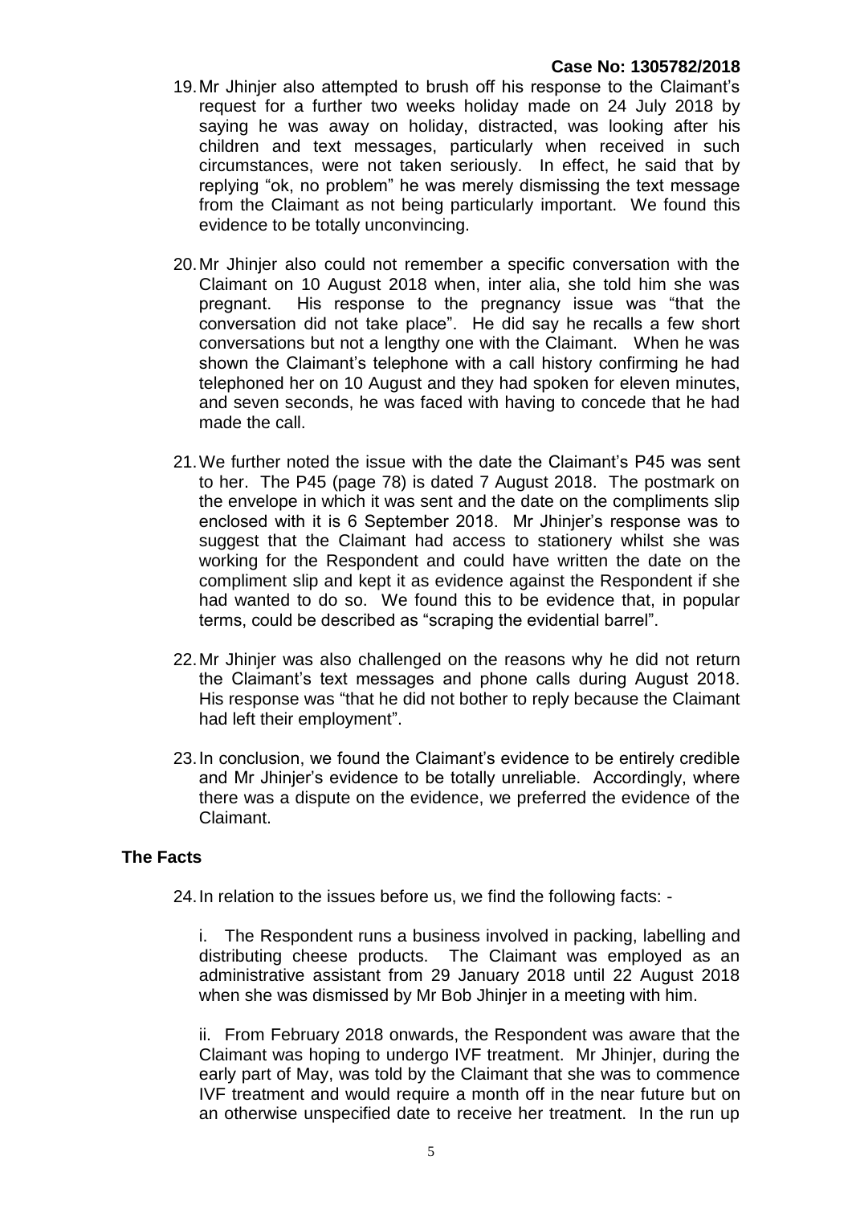19. Mr Jhinjer also attempted to brush off his response to the Claimant's request for a further two weeks holiday made on 24 July 2018 by saying he was away on holiday, distracted, was looking after his children and text messages, particularly when received in such circumstances, were not taken seriously. In effect, he said that by replying "ok, no problem" he was merely dismissing the text message from the Claimant as not being particularly important. We found this evidence to be totally unconvincing.

20. Mr Jhinjer also could not remember a specific conversation with the Claimant on 10 August 2018 when, inter alia, she told him she was pregnant. His response to the pregnancy issue was "that the conversation did not take place". He did say he recalls a few short conversations but not a lengthy one with the Claimant. When he was shown the Claimant's telephone with a call history confirming he had telephoned her on 10 August and they had spoken for eleven minutes, and seven seconds, he was faced with having to concede that he had made the call.

21. We further noted the issue with the date the Claimant's P45 was sent to her. The P45 (page 78) is dated 7 August 2018. The postmark on the envelope in which it was sent and the date on the compliments slip enclosed with it is 6 September 2018. Mr Jhinjer's response was to suggest that the Claimant had access to stationery whilst she was working for the Respondent and could have written the date on the compliment slip and kept it as evidence against the Respondent if she had wanted to do so. We found this to be evidence that, in popular terms, could be described as "scraping the evidential barrel".

22. Mr Jhinjer was also challenged on the reasons why he did not return the Claimant's text messages and phone calls during August 2018. His response was "that he did not bother to reply because the Claimant had left their employment".

23. In conclusion, we found the Claimant's evidence to be entirely credible and Mr Jhinjer's evidence to be totally unreliable. Accordingly, where there was a dispute on the evidence, we preferred the evidence of the Claimant.

## The Facts

24. In relation to the issues before us, we find the following facts: -

i. The Respondent runs a business involved in packing, labelling and distributing cheese products. The Claimant was employed as an administrative assistant from 29 January 2018 until 22 August 2018 when she was dismissed by Mr Bob Jhinjer in a meeting with him.

ii. From February 2018 onwards, the Respondent was aware that the Claimant was hoping to undergo IVF treatment. Mr Jhinjer, during the early part of May, was told by the Claimant that she was to commence IVF treatment and would require a month off in the near future but on an otherwise unspecified date to receive her treatment. In the run up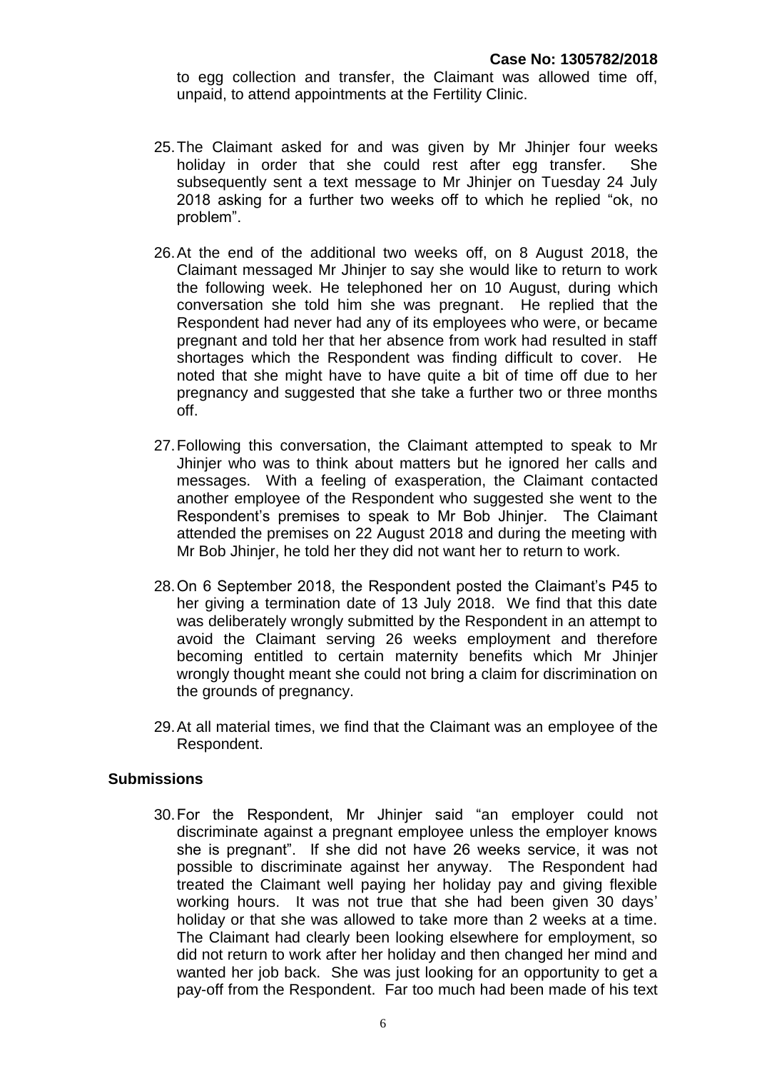to egg collection and transfer, the Claimant was allowed time off, unpaid, to attend appointments at the Fertility Clinic.

25. The Claimant asked for and was given by Mr Jhinjer four weeks holiday in order that she could rest after egg transfer. She subsequently sent a text message to Mr Jhinjer on Tuesday 24 July 2018 asking for a further two weeks off to which he replied "ok, no problem".

26. At the end of the additional two weeks off, on 8 August 2018, the Claimant messaged Mr Jhinjer to say she would like to return to work the following week. He telephoned her on 10 August, during which conversation she told him she was pregnant. He replied that the Respondent had never had any of its employees who were, or became pregnant and told her that her absence from work had resulted in staff shortages which the Respondent was finding difficult to cover. He noted that she might have to have quite a bit of time off due to her pregnancy and suggested that she take a further two or three months off.

27. Following this conversation, the Claimant attempted to speak to Mr Jhinjer who was to think about matters but he ignored her calls and messages. With a feeling of exasperation, the Claimant contacted another employee of the Respondent who suggested she went to the Respondent's premises to speak to Mr Bob Jhinjer. The Claimant attended the premises on 22 August 2018 and during the meeting with Mr Bob Jhinjer, he told her they did not want her to return to work.

28. On 6 September 2018, the Respondent posted the Claimant's P45 to her giving a termination date of 13 July 2018. We find that this date was deliberately wrongly submitted by the Respondent in an attempt to avoid the Claimant serving 26 weeks employment and therefore becoming entitled to certain maternity benefits which Mr Jhinjer wrongly thought meant she could not bring a claim for discrimination on the grounds of pregnancy.

29. At all material times, we find that the Claimant was an employee of the Respondent.

## Submissions

30. For the Respondent, Mr Jhinjer said "an employer could not discriminate against a pregnant employee unless the employer knows she is pregnant". If she did not have 26 weeks service, it was not possible to discriminate against her anyway. The Respondent had treated the Claimant well paying her holiday pay and giving flexible working hours. It was not true that she had been given 30 days' holiday or that she was allowed to take more than 2 weeks at a time. The Claimant had clearly been looking elsewhere for employment, so did not return to work after her holiday and then changed her mind and wanted her job back. She was just looking for an opportunity to get a pay-off from the Respondent. Far too much had been made of his text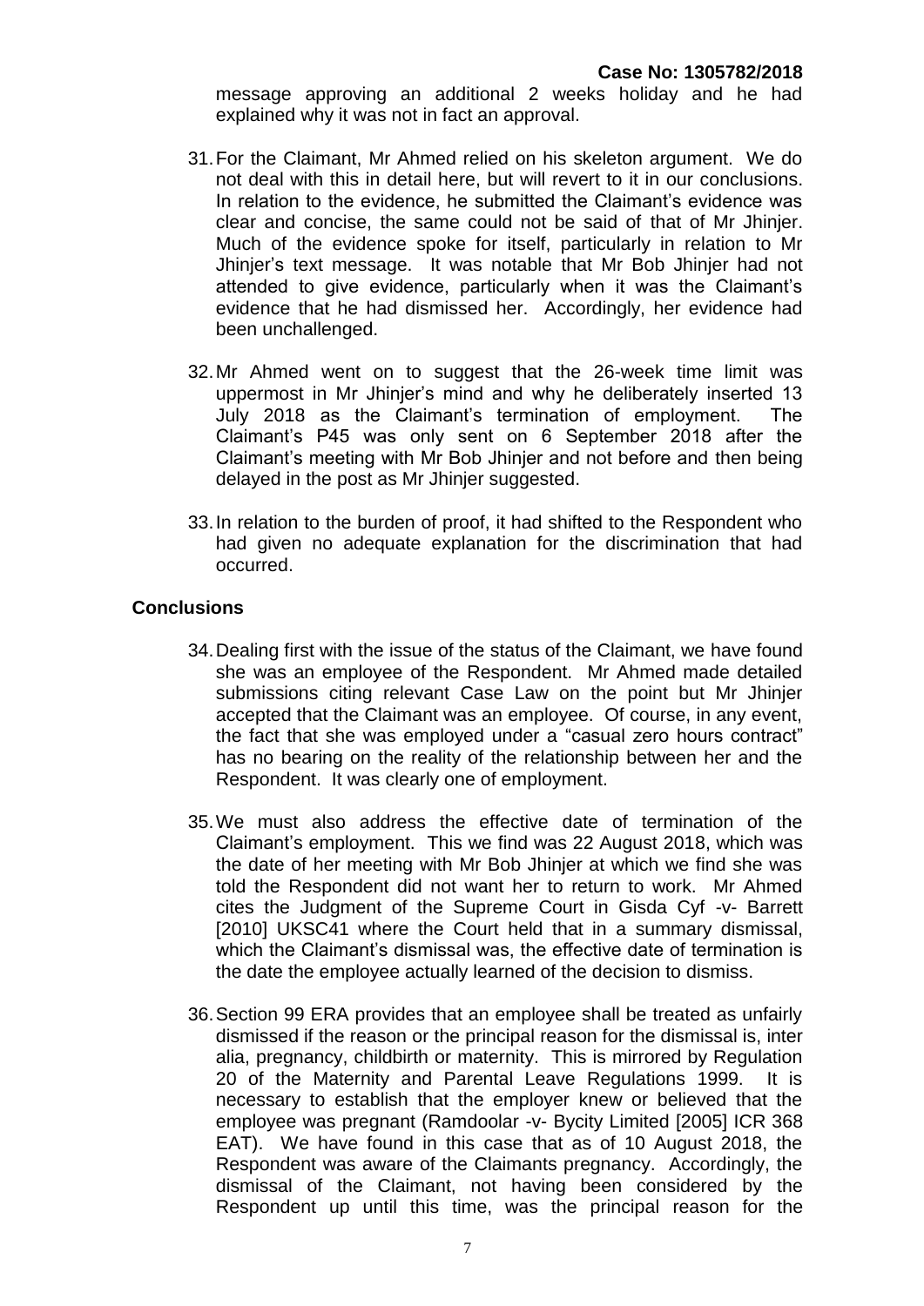message approving an additional 2 weeks holiday and he had explained why it was not in fact an approval.

31. For the Claimant, Mr Ahmed relied on his skeleton argument. We do not deal with this in detail here, but will revert to it in our conclusions. In relation to the evidence, he submitted the Claimant's evidence was clear and concise, the same could not be said of that of Mr Jhinjer. Much of the evidence spoke for itself, particularly in relation to Mr Jhinjer's text message. It was notable that Mr Bob Jhinjer had not attended to give evidence, particularly when it was the Claimant's evidence that he had dismissed her. Accordingly, her evidence had been unchallenged.

32. Mr Ahmed went on to suggest that the 26-week time limit was uppermost in Mr Jhinjer's mind and why he deliberately inserted 13 July 2018 as the Claimant's termination of employment. The Claimant's P45 was only sent on 6 September 2018 after the Claimant's meeting with Mr Bob Jhinjer and not before and then being delayed in the post as Mr Jhinjer suggested.

33. In relation to the burden of proof, it had shifted to the Respondent who had given no adequate explanation for the discrimination that had occurred.

## Conclusions

34. Dealing first with the issue of the status of the Claimant, we have found she was an employee of the Respondent. Mr Ahmed made detailed submissions citing relevant Case Law on the point but Mr Jhinjer accepted that the Claimant was an employee. Of course, in any event, the fact that she was employed under a "casual zero hours contract" has no bearing on the reality of the relationship between her and the Respondent. It was clearly one of employment.

35. We must also address the effective date of termination of the Claimant's employment. This we find was 22 August 2018, which was the date of her meeting with Mr Bob Jhinjer at which we find she was told the Respondent did not want her to return to work. Mr Ahmed cites the Judgment of the Supreme Court in Gisda Cyf -v- Barrett [2010] UKSC41 where the Court held that in a summary dismissal, which the Claimant's dismissal was, the effective date of termination is the date the employee actually learned of the decision to dismiss.

36. Section 99 ERA provides that an employee shall be treated as unfairly dismissed if the reason or the principal reason for the dismissal is, inter alia, pregnancy, childbirth or maternity. This is mirrored by Regulation 20 of the Maternity and Parental Leave Regulations 1999. It is necessary to establish that the employer knew or believed that the employee was pregnant (Ramdoolar -v- Bycity Limited [2005] ICR 368 EAT). We have found in this case that as of 10 August 2018, the Respondent was aware of the Claimants pregnancy. Accordingly, the dismissal of the Claimant, not having been considered by the Respondent up until this time, was the principal reason for the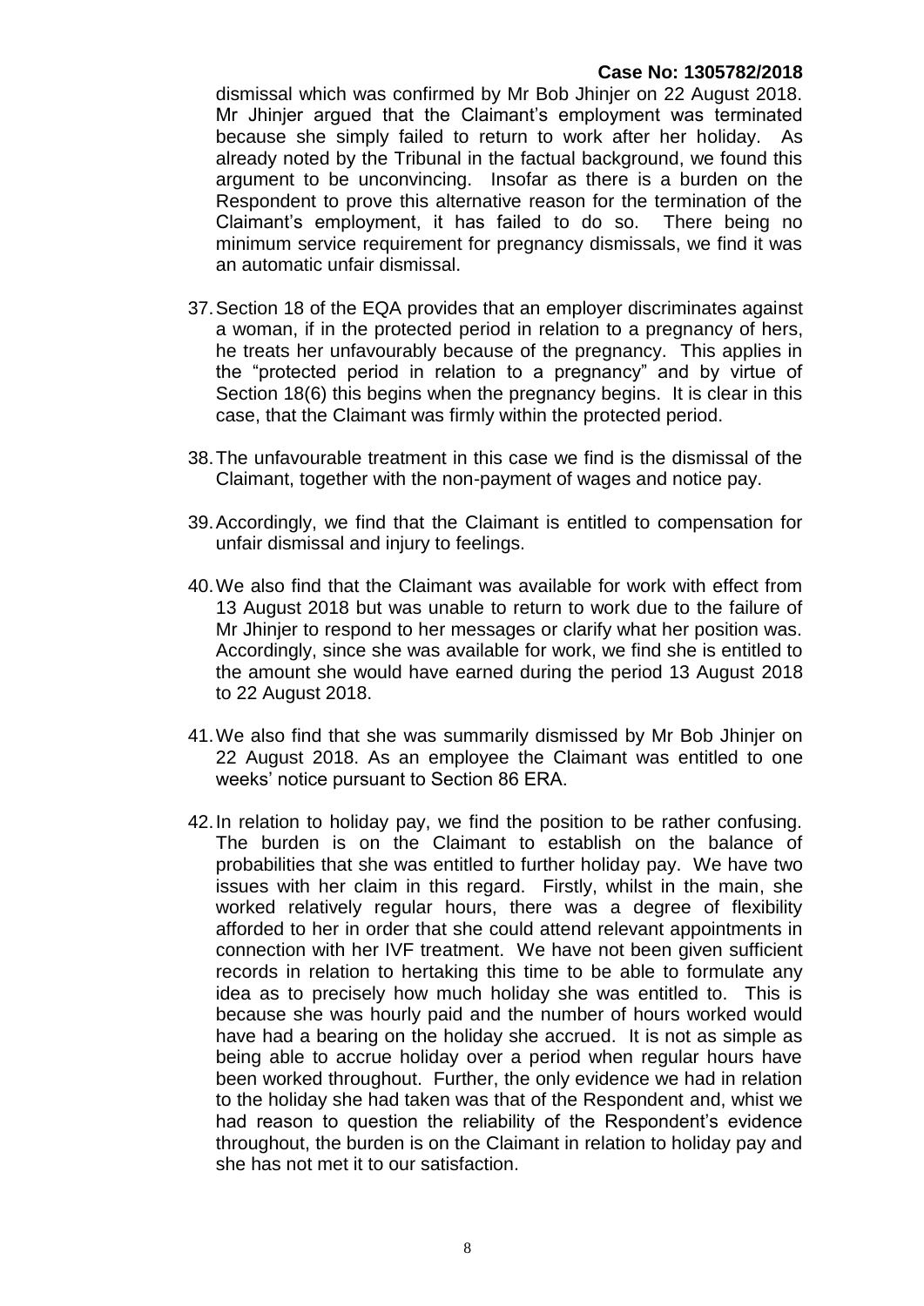dismissal which was confirmed by Mr Bob Jhinjer on 22 August 2018. Mr Jhinjer argued that the Claimant's employment was terminated because she simply failed to return to work after her holiday. As already noted by the Tribunal in the factual background, we found this argument to be unconvincing. Insofar as there is a burden on the Respondent to prove this alternative reason for the termination of the Claimant's employment, it has failed to do so. There being no minimum service requirement for pregnancy dismissals, we find it was an automatic unfair dismissal.

37. Section 18 of the EQA provides that an employer discriminates against a woman, if in the protected period in relation to a pregnancy of hers, he treats her unfavourably because of the pregnancy. This applies in the "protected period in relation to a pregnancy" and by virtue of Section 18(6) this begins when the pregnancy begins. It is clear in this case, that the Claimant was firmly within the protected period.

38. The unfavourable treatment in this case we find is the dismissal of the Claimant, together with the non-payment of wages and notice pay.

39. Accordingly, we find that the Claimant is entitled to compensation for unfair dismissal and injury to feelings.

40. We also find that the Claimant was available for work with effect from 13 August 2018 but was unable to return to work due to the failure of Mr Jhinjer to respond to her messages or clarify what her position was. Accordingly, since she was available for work, we find she is entitled to the amount she would have earned during the period 13 August 2018 to 22 August 2018.

41. We also find that she was summarily dismissed by Mr Bob Jhinjer on 22 August 2018. As an employee the Claimant was entitled to one weeks' notice pursuant to Section 86 ERA.

42. In relation to holiday pay, we find the position to be rather confusing. The burden is on the Claimant to establish on the balance of probabilities that she was entitled to further holiday pay. We have two issues with her claim in this regard. Firstly, whilst in the main, she worked relatively regular hours, there was a degree of flexibility afforded to her in order that she could attend relevant appointments in connection with her IVF treatment. We have not been given sufficient records in relation to hertaking this time to be able to formulate any idea as to precisely how much holiday she was entitled to. This is because she was hourly paid and the number of hours worked would have had a bearing on the holiday she accrued. It is not as simple as being able to accrue holiday over a period when regular hours have been worked throughout. Further, the only evidence we had in relation to the holiday she had taken was that of the Respondent and, whist we had reason to question the reliability of the Respondent's evidence throughout, the burden is on the Claimant in relation to holiday pay and she has not met it to our satisfaction.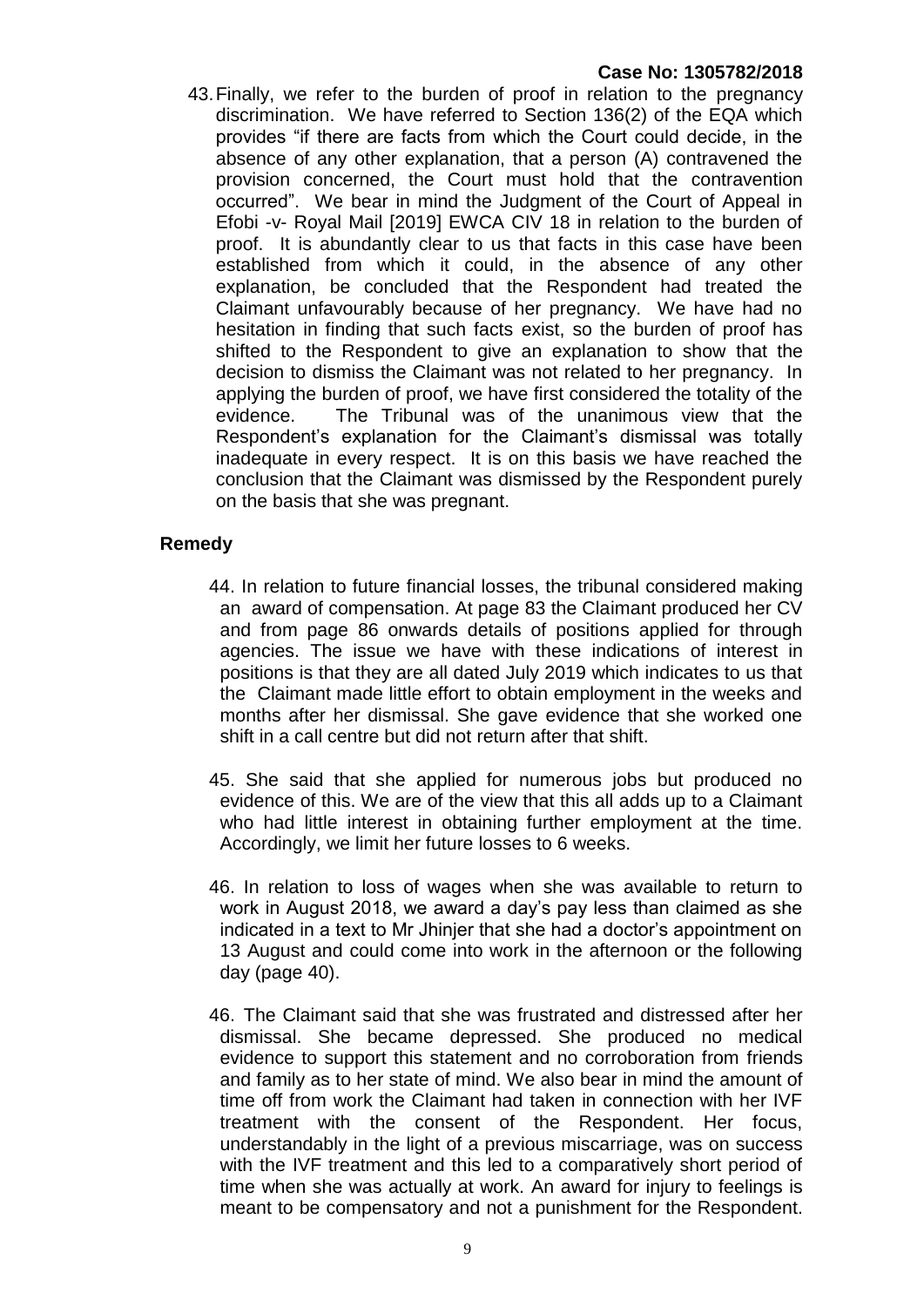43. Finally, we refer to the burden of proof in relation to the pregnancy discrimination. We have referred to Section 136(2) of the EQA which provides "if there are facts from which the Court could decide, in the absence of any other explanation, that a person (A) contravened the provision concerned, the Court must hold that the contravention occurred". We bear in mind the Judgment of the Court of Appeal in Efobi -v- Royal Mail [2019] EWCA CIV 18 in relation to the burden of proof. It is abundantly clear to us that facts in this case have been established from which it could, in the absence of any other explanation, be concluded that the Respondent had treated the Claimant unfavourably because of her pregnancy. We have had no hesitation in finding that such facts exist, so the burden of proof has shifted to the Respondent to give an explanation to show that the decision to dismiss the Claimant was not related to her pregnancy. In applying the burden of proof, we have first considered the totality of the evidence. The Tribunal was of the unanimous view that the Respondent's explanation for the Claimant's dismissal was totally inadequate in every respect. It is on this basis we have reached the conclusion that the Claimant was dismissed by the Respondent purely on the basis that she was pregnant.

## Remedy

44. In relation to future financial losses, the tribunal considered making an award of compensation. At page 83 the Claimant produced her CV and from page 86 onwards details of positions applied for through agencies. The issue we have with these indications of interest in positions is that they are all dated July 2019 which indicates to us that the Claimant made little effort to obtain employment in the weeks and months after her dismissal. She gave evidence that she worked one shift in a call centre but did not return after that shift.

45. She said that she applied for numerous jobs but produced no evidence of this. We are of the view that this all adds up to a Claimant who had little interest in obtaining further employment at the time. Accordingly, we limit her future losses to 6 weeks.

46. In relation to loss of wages when she was available to return to work in August 2018, we award a day's pay less than claimed as she indicated in a text to Mr Jhinjer that she had a doctor's appointment on 13 August and could come into work in the afternoon or the following day (page 40).

46. The Claimant said that she was frustrated and distressed after her dismissal. She became depressed. She produced no medical evidence to support this statement and no corroboration from friends and family as to her state of mind. We also bear in mind the amount of time off from work the Claimant had taken in connection with her IVF treatment with the consent of the Respondent. Her focus, understandably in the light of a previous miscarriage, was on success with the IVF treatment and this led to a comparatively short period of time when she was actually at work. An award for injury to feelings is meant to be compensatory and not a punishment for the Respondent.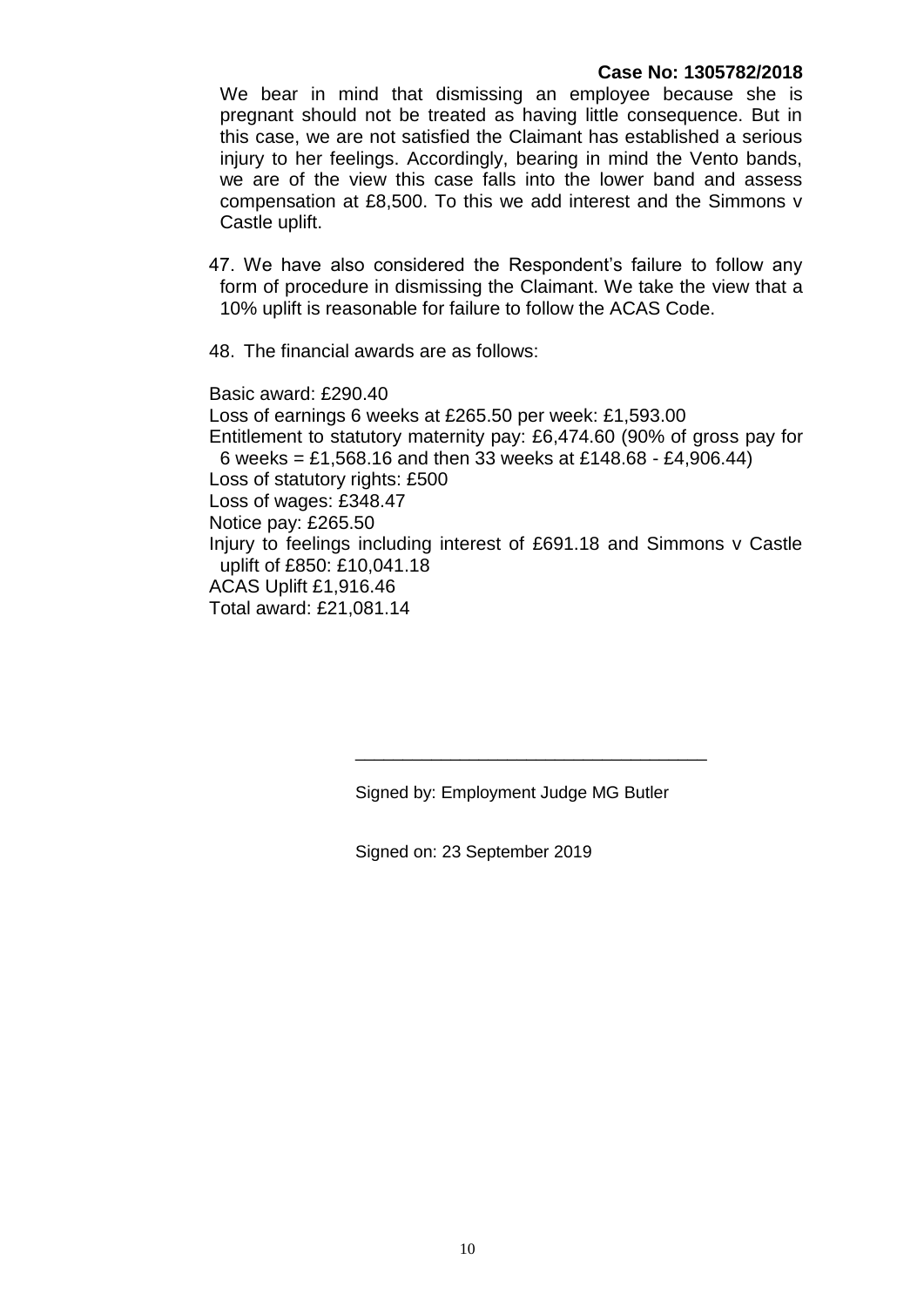We bear in mind that dismissing an employee because she is pregnant should not be treated as having little consequence. But in this case, we are not satisfied the Claimant has established a serious injury to her feelings. Accordingly, bearing in mind the Vento bands, we are of the view this case falls into the lower band and assess compensation at £8,500. To this we add interest and the Simmons v Castle uplift.

47. We have also considered the Respondent's failure to follow any form of procedure in dismissing the Claimant. We take the view that a 10% uplift is reasonable for failure to follow the ACAS Code.

48. The financial awards are as follows:

Basic award: £290.40
Loss of earnings 6 weeks at £265.50 per week: £1,593.00
Entitlement to statutory maternity pay: £6,474.60 (90% of gross pay for 6 weeks = £1,568.16 and then 33 weeks at £148.68 - £4,906.44)
Loss of statutory rights: £500
Loss of wages: £348.47
Notice pay: £265.50
Injury to feelings including interest of £691.18 and Simmons v Castle uplift of £850: £10,041.18
ACAS Uplift £1,916.46
Total award: £21,081.14

\_\_\_\_\_\_\_\_\_\_\_\_\_\_\_\_\_\_\_\_\_\_\_\_\_\_\_\_\_\_\_\_\_\_\_\_

Signed by: Employment Judge MG Butler

Signed on: 23 September 2019